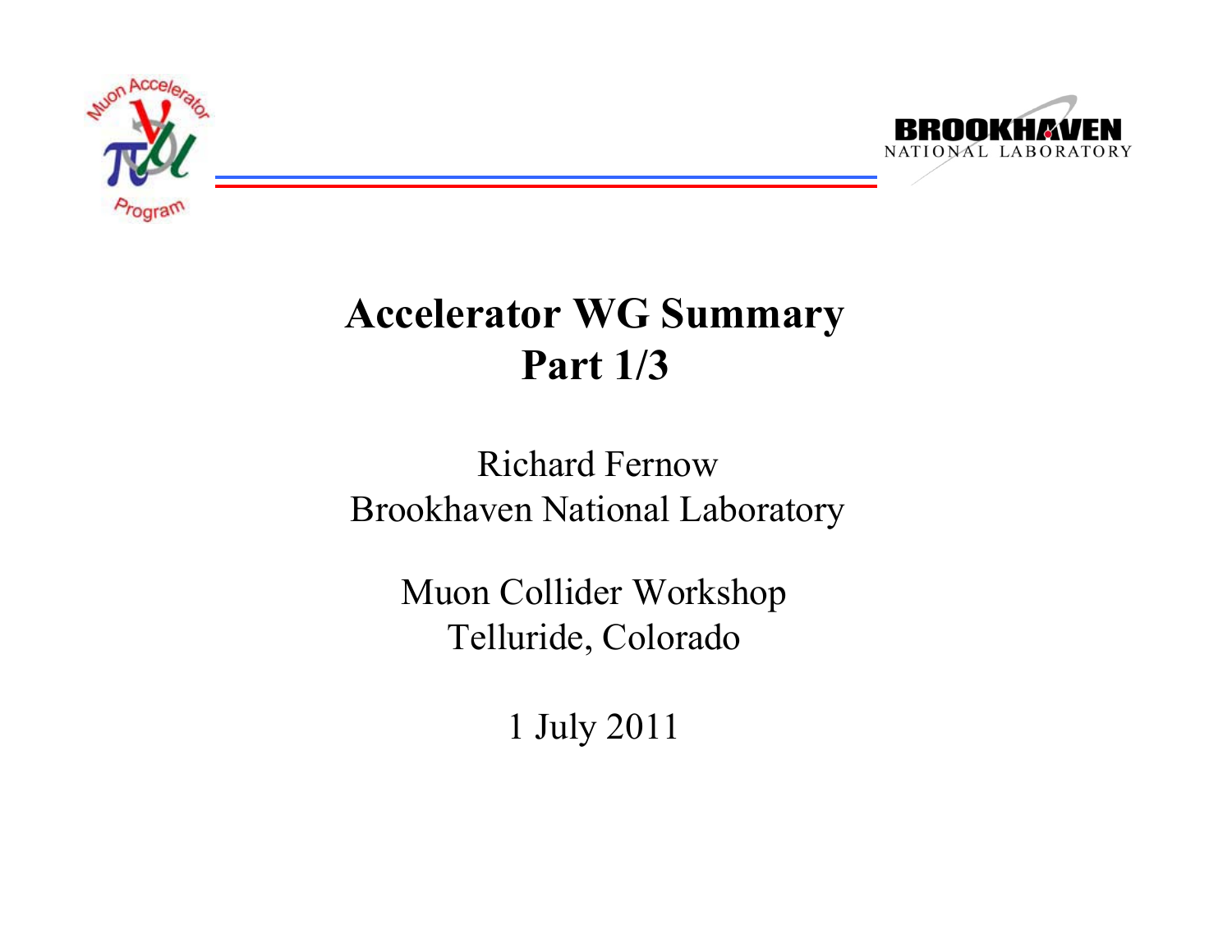# Accelerator WG Summary
# Part 1/3

Richard Fernow
Brookhaven National Laboratory

Muon Collider Workshop
Telluride, Colorado

1 July 2011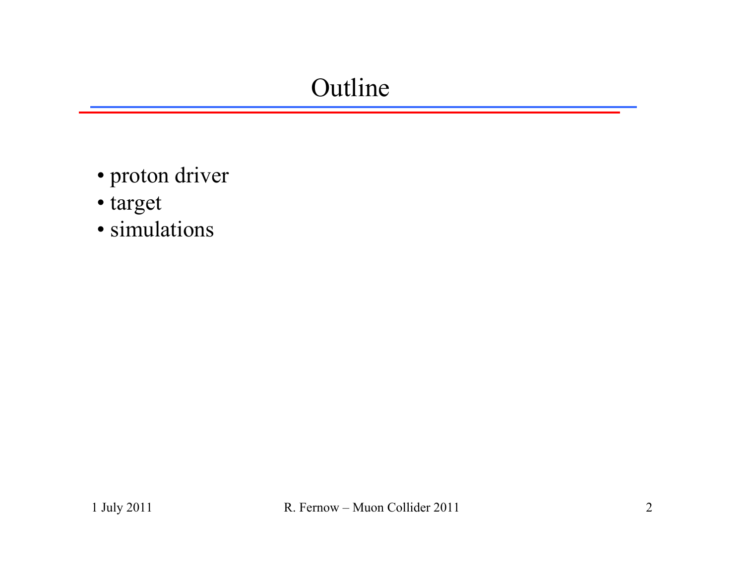# Outline

- proton driver
- target
- simulations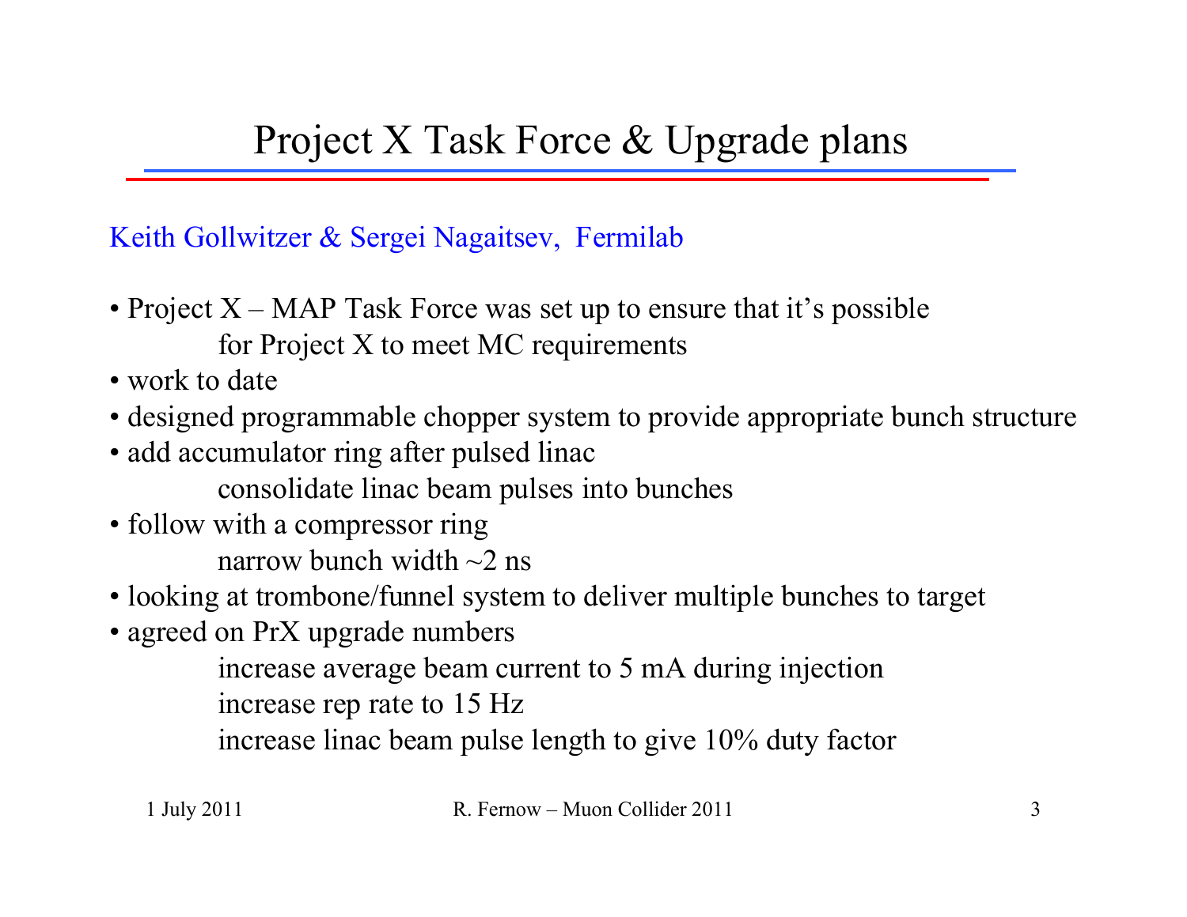# Project X Task Force & Upgrade plans

Keith Gollwitzer & Sergei Nagaitsev, Fermilab

- Project X – MAP Task Force was set up to ensure that it's possible
  for Project X to meet MC requirements
- work to date
- designed programmable chopper system to provide appropriate bunch structure
- add accumulator ring after pulsed linac
  consolidate linac beam pulses into bunches
- follow with a compressor ring
  narrow bunch width ~2 ns
- looking at trombone/funnel system to deliver multiple bunches to target
- agreed on PrX upgrade numbers
  increase average beam current to 5 mA during injection
  increase rep rate to 15 Hz
  increase linac beam pulse length to give 10% duty factor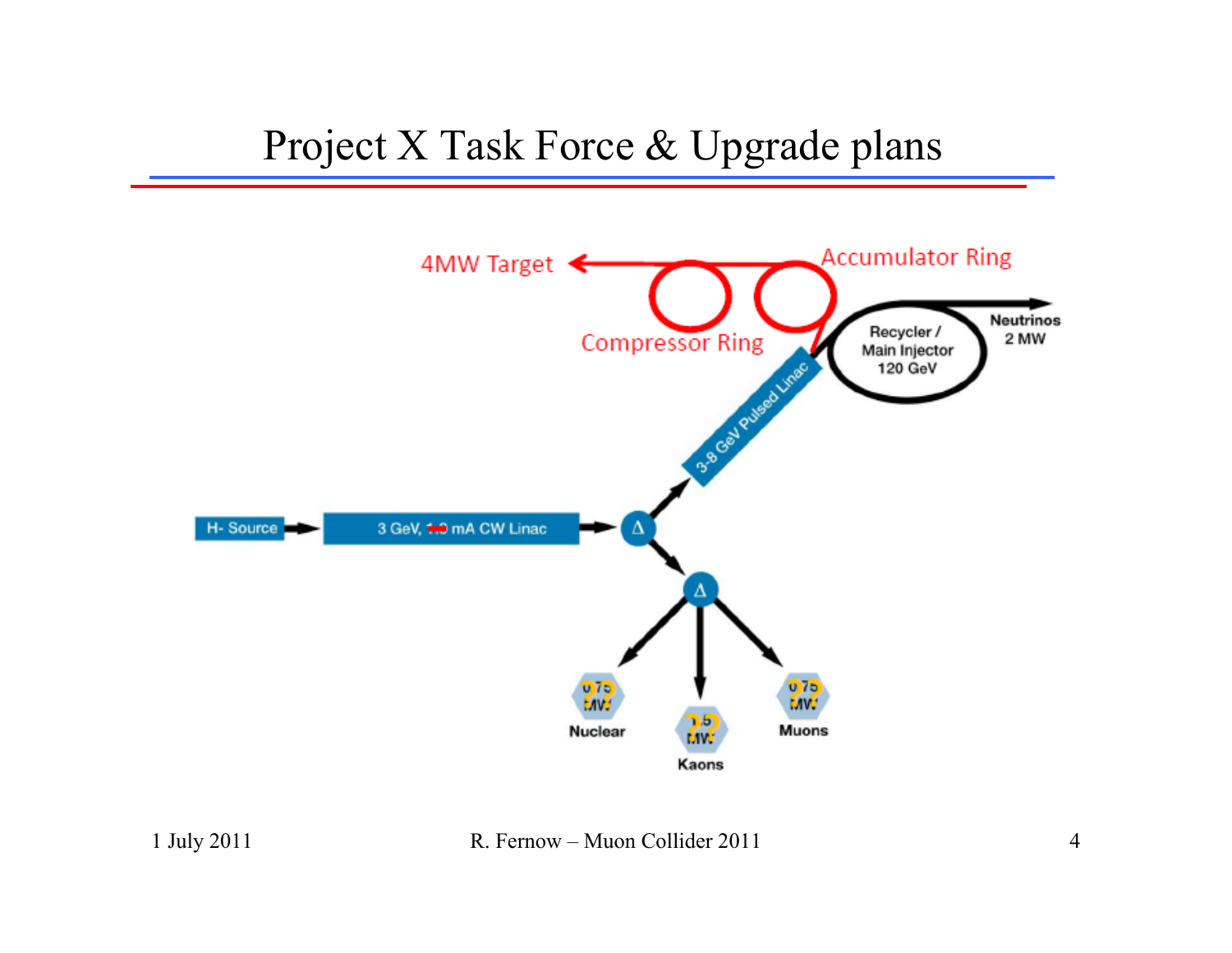# Project X Task Force & Upgrade plans

4MW Target

Accumulator Ring

Compressor Ring

Recycler / Main Injector 120 GeV

Neutrinos 2 MW

3-8 GeV Pulsed Linac

H- Source

3 GeV, mA CW Linac

Δ

Δ

Nuclear

Kaons

Muons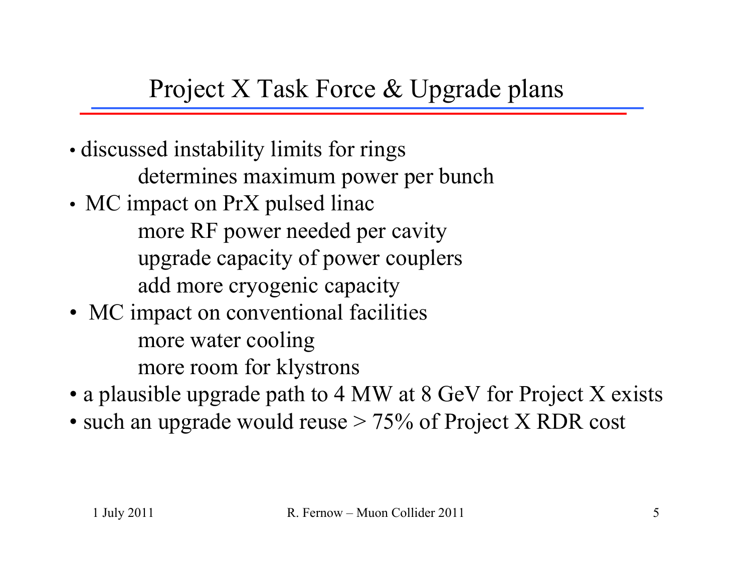## Project X Task Force & Upgrade plans

- discussed instability limits for rings
  - determines maximum power per bunch
- MC impact on PrX pulsed linac
  - more RF power needed per cavity
  - upgrade capacity of power couplers
  - add more cryogenic capacity
- MC impact on conventional facilities
  - more water cooling
  - more room for klystrons
- a plausible upgrade path to 4 MW at 8 GeV for Project X exists
- such an upgrade would reuse > 75% of Project X RDR cost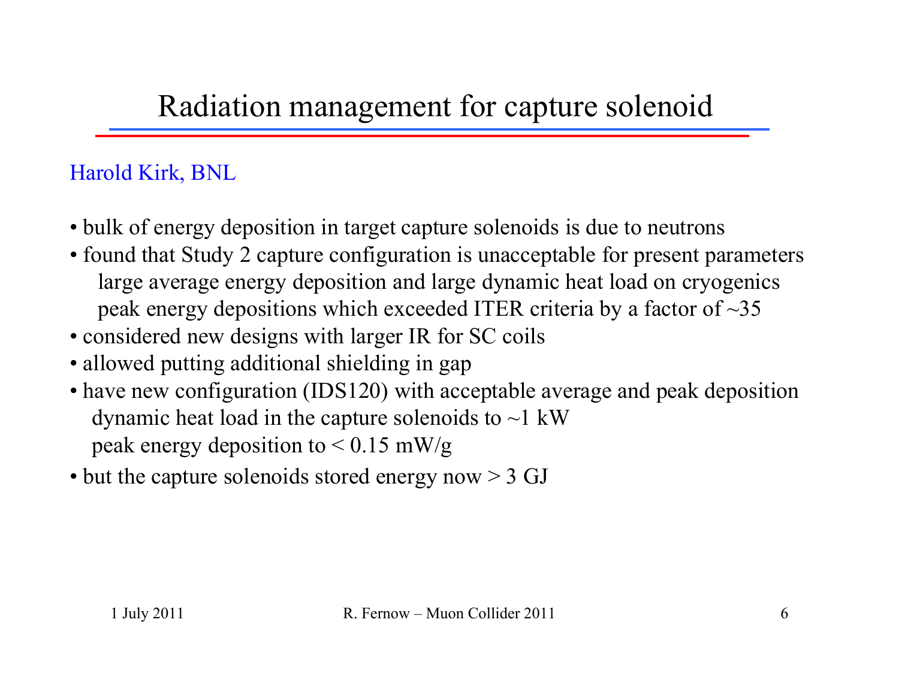# Radiation management for capture solenoid

Harold Kirk, BNL

- bulk of energy deposition in target capture solenoids is due to neutrons
- found that Study 2 capture configuration is unacceptable for present parameters
  - large average energy deposition and large dynamic heat load on cryogenics
  - peak energy depositions which exceeded ITER criteria by a factor of ~35
- considered new designs with larger IR for SC coils
- allowed putting additional shielding in gap
- have new configuration (IDS120) with acceptable average and peak deposition
  - dynamic heat load in the capture solenoids to ~1 kW
  - peak energy deposition to < 0.15 mW/g
- but the capture solenoids stored energy now > 3 GJ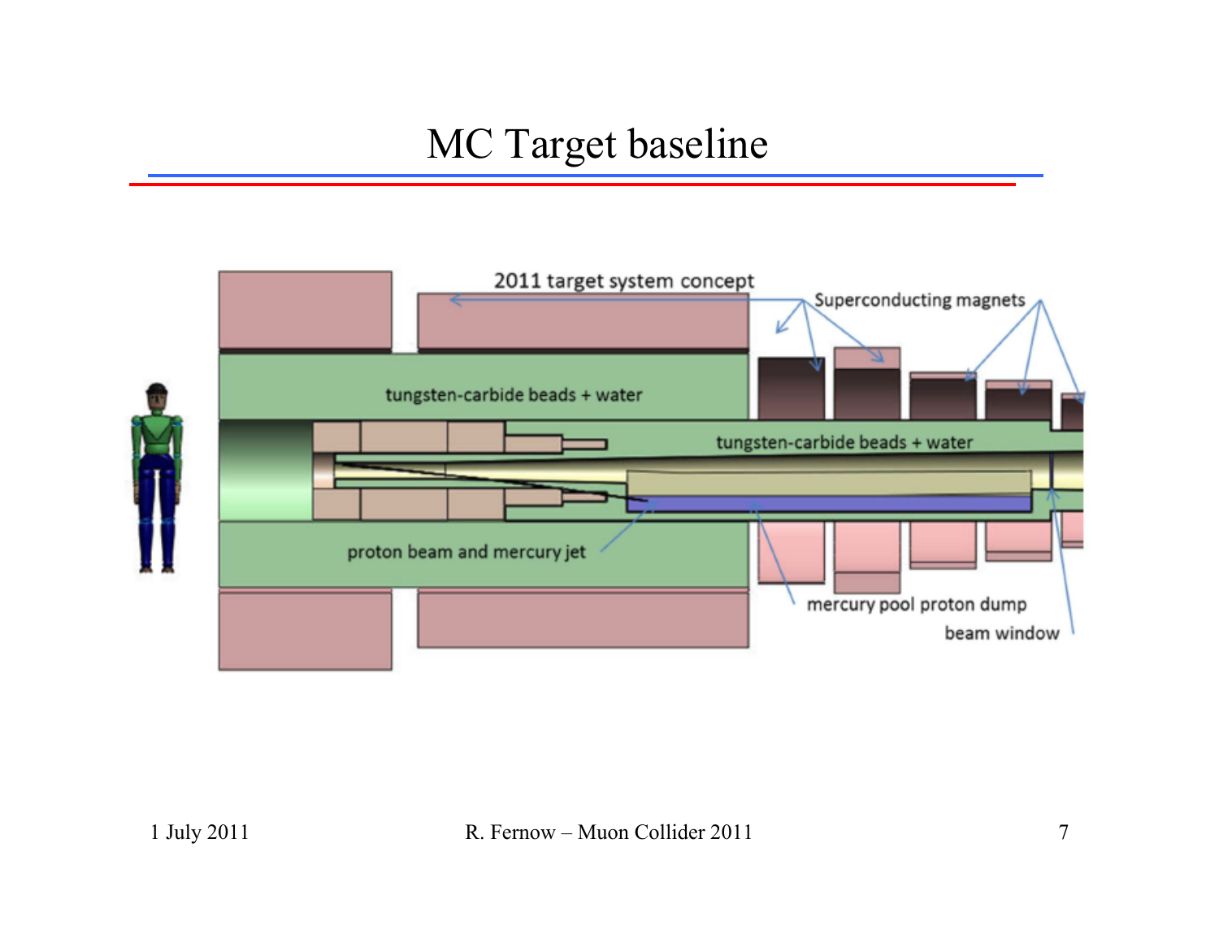# MC Target baseline

2011 target system concept

Superconducting magnets

tungsten-carbide beads + water

tungsten-carbide beads + water

proton beam and mercury jet

mercury pool proton dump

beam window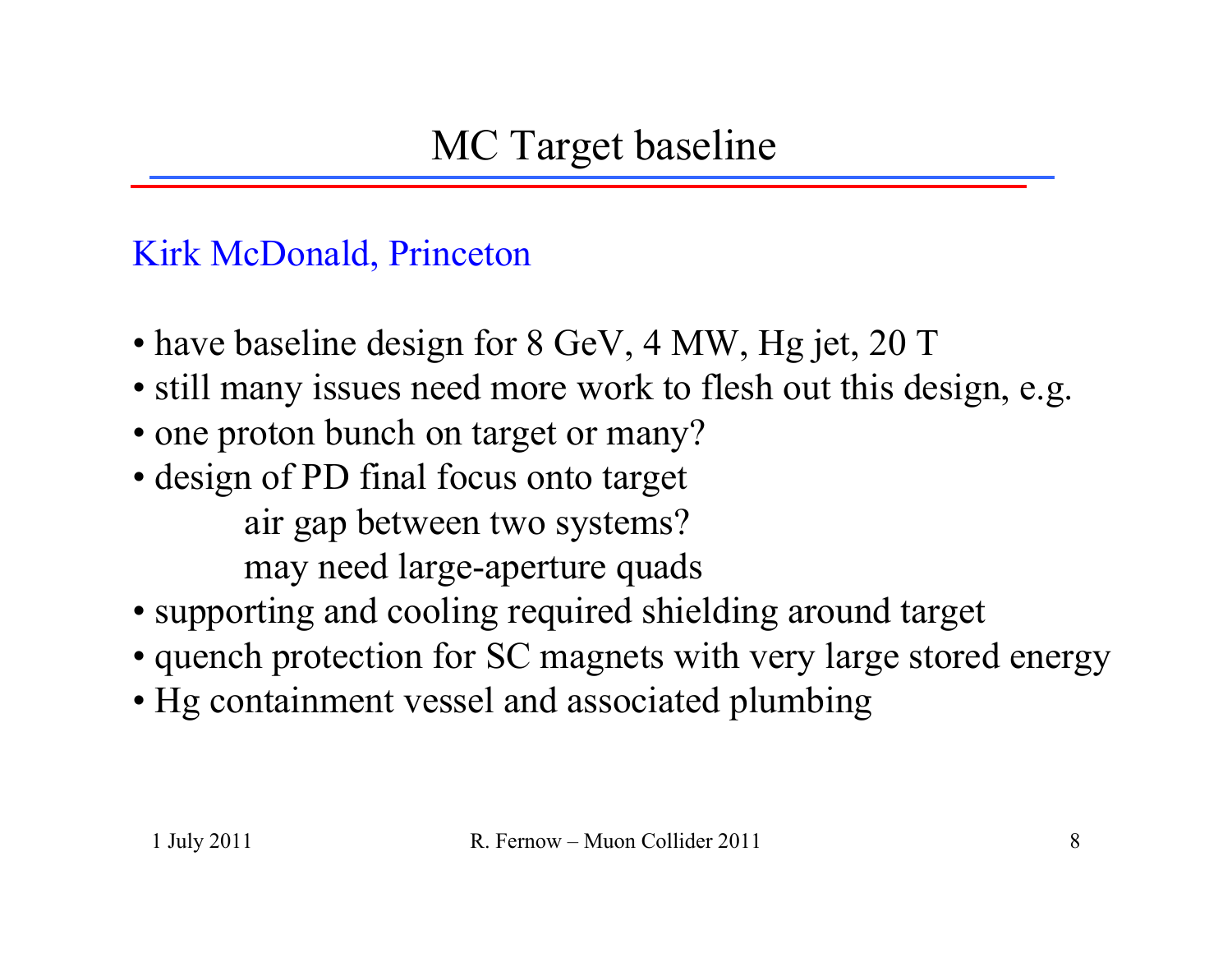# MC Target baseline

Kirk McDonald, Princeton

- have baseline design for 8 GeV, 4 MW, Hg jet, 20 T
- still many issues need more work to flesh out this design, e.g.
- one proton bunch on target or many?
- design of PD final focus onto target
  - air gap between two systems?
  - may need large-aperture quads
- supporting and cooling required shielding around target
- quench protection for SC magnets with very large stored energy
- Hg containment vessel and associated plumbing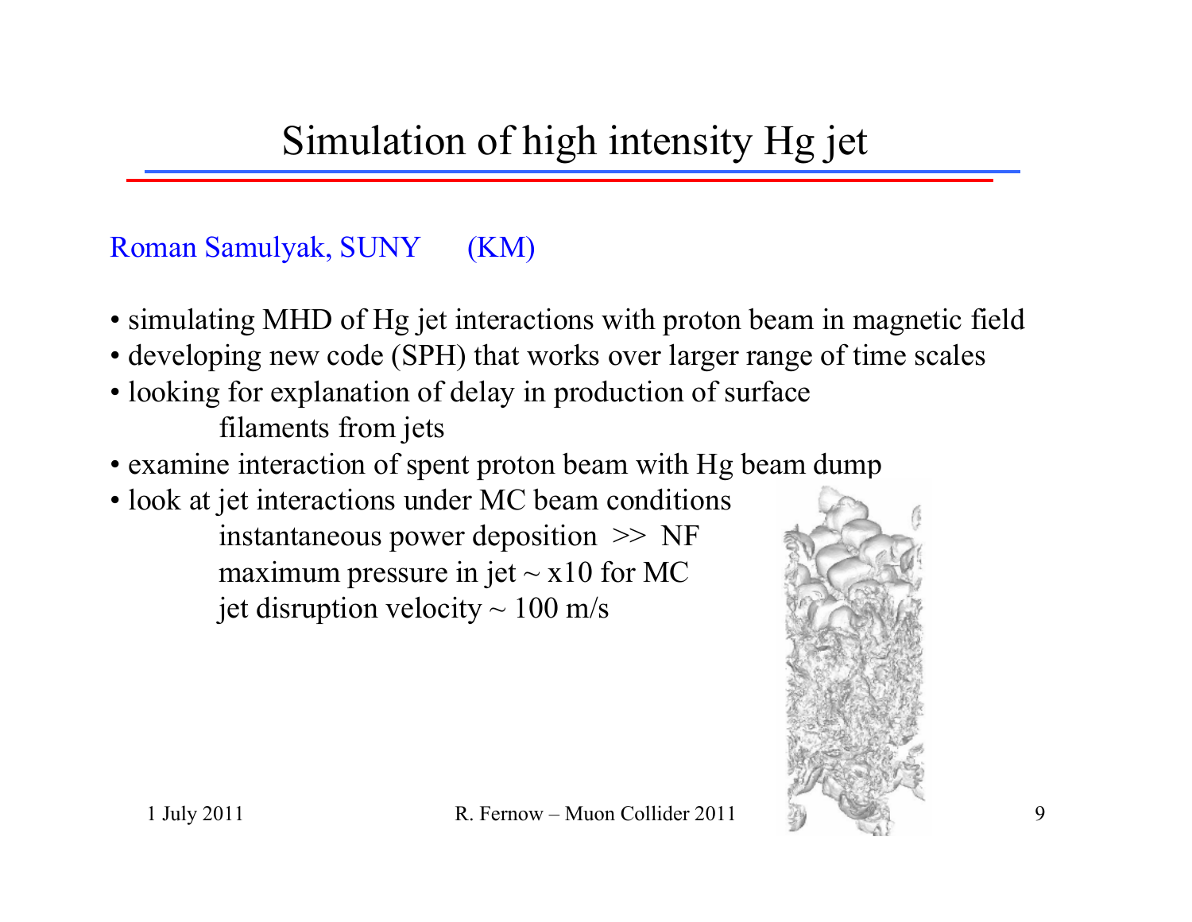# Simulation of high intensity Hg jet

Roman Samulyak, SUNY (KM)

- simulating MHD of Hg jet interactions with proton beam in magnetic field
- developing new code (SPH) that works over larger range of time scales
- looking for explanation of delay in production of surface filaments from jets
- examine interaction of spent proton beam with Hg beam dump
- look at jet interactions under MC beam conditions
  - instantaneous power deposition >> NF
  - maximum pressure in jet ~ x10 for MC
  - jet disruption velocity ~ 100 m/s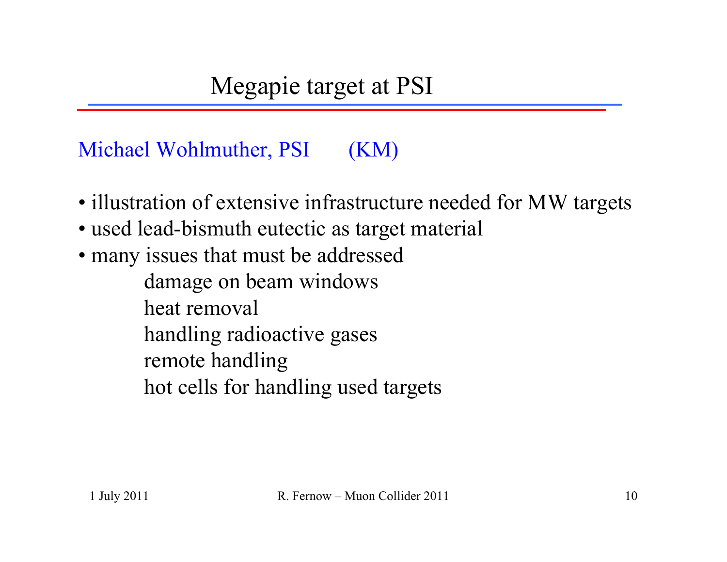# Megapie target at PSI

Michael Wohlmuther, PSI (KM)

- illustration of extensive infrastructure needed for MW targets
- used lead-bismuth eutectic as target material
- many issues that must be addressed
  - damage on beam windows
  - heat removal
  - handling radioactive gases
  - remote handling
  - hot cells for handling used targets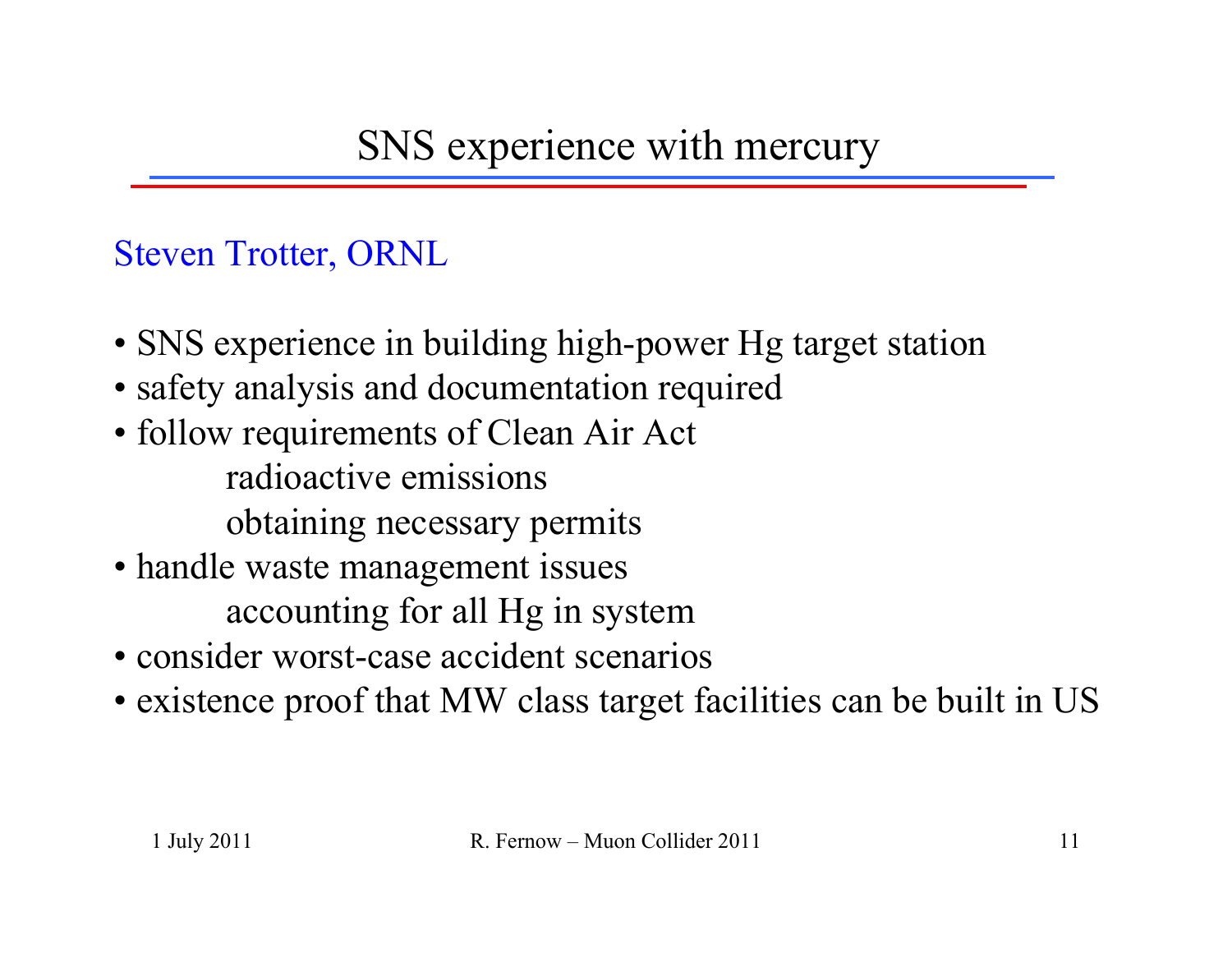# SNS experience with mercury

Steven Trotter, ORNL

- SNS experience in building high-power Hg target station
- safety analysis and documentation required
- follow requirements of Clean Air Act
  - radioactive emissions
  - obtaining necessary permits
- handle waste management issues
  - accounting for all Hg in system
- consider worst-case accident scenarios
- existence proof that MW class target facilities can be built in US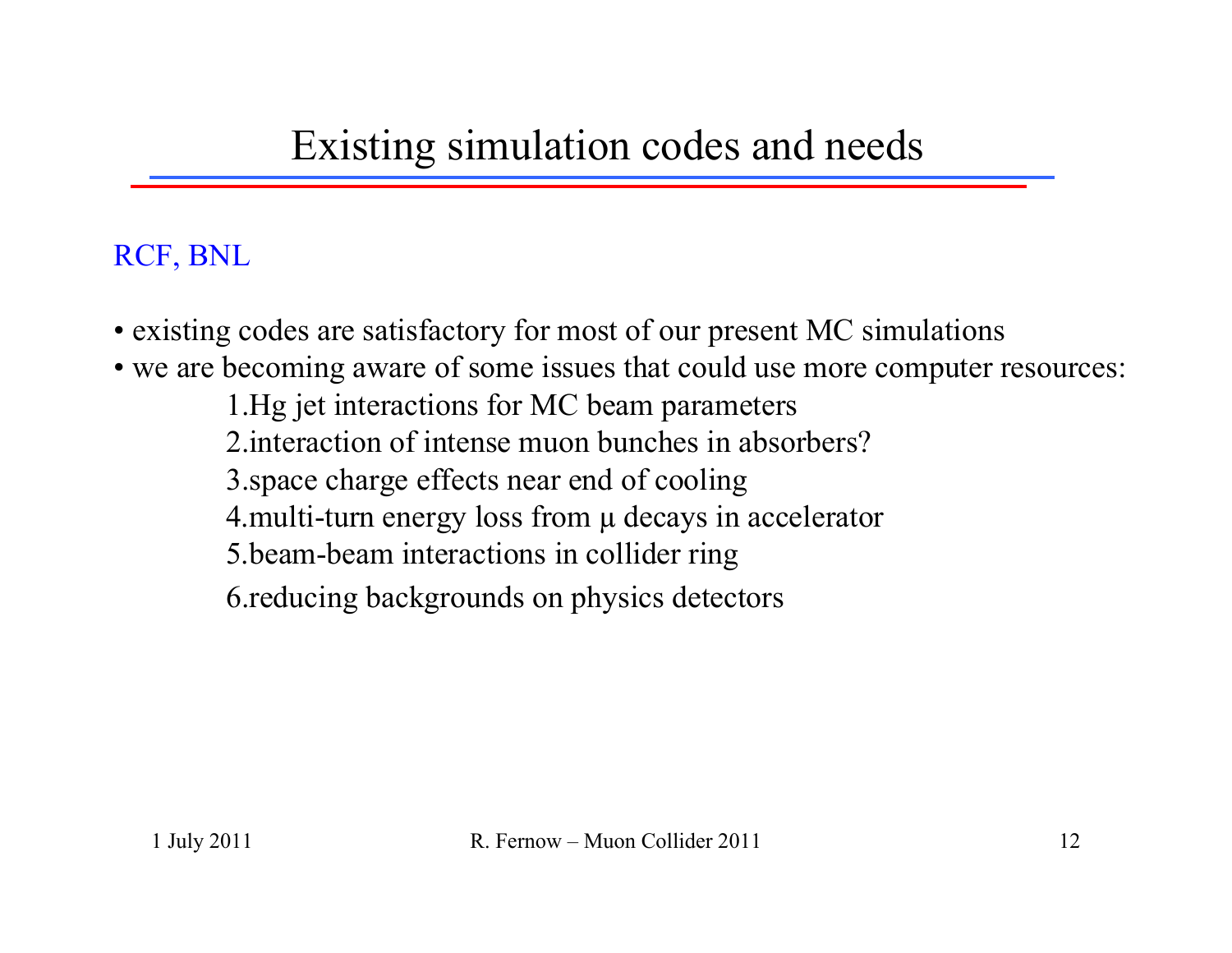# Existing simulation codes and needs

RCF, BNL

- existing codes are satisfactory for most of our present MC simulations
- we are becoming aware of some issues that could use more computer resources:
  1. Hg jet interactions for MC beam parameters
  2. interaction of intense muon bunches in absorbers?
  3. space charge effects near end of cooling
  4. multi-turn energy loss from μ decays in accelerator
  5. beam-beam interactions in collider ring
  6. reducing backgrounds on physics detectors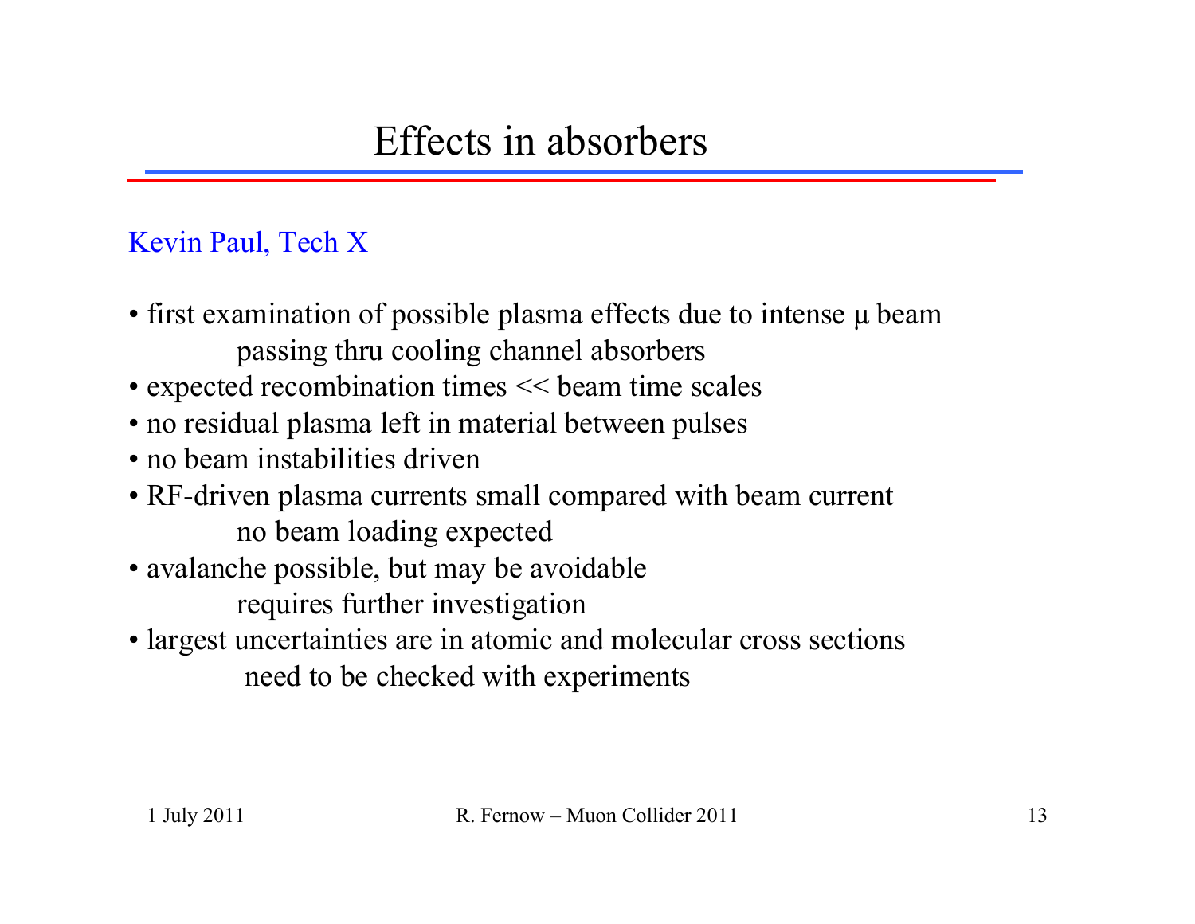# Effects in absorbers

Kevin Paul, Tech X

- first examination of possible plasma effects due to intense μ beam passing thru cooling channel absorbers
- expected recombination times << beam time scales
- no residual plasma left in material between pulses
- no beam instabilities driven
- RF-driven plasma currents small compared with beam current
  no beam loading expected
- avalanche possible, but may be avoidable
  requires further investigation
- largest uncertainties are in atomic and molecular cross sections
  need to be checked with experiments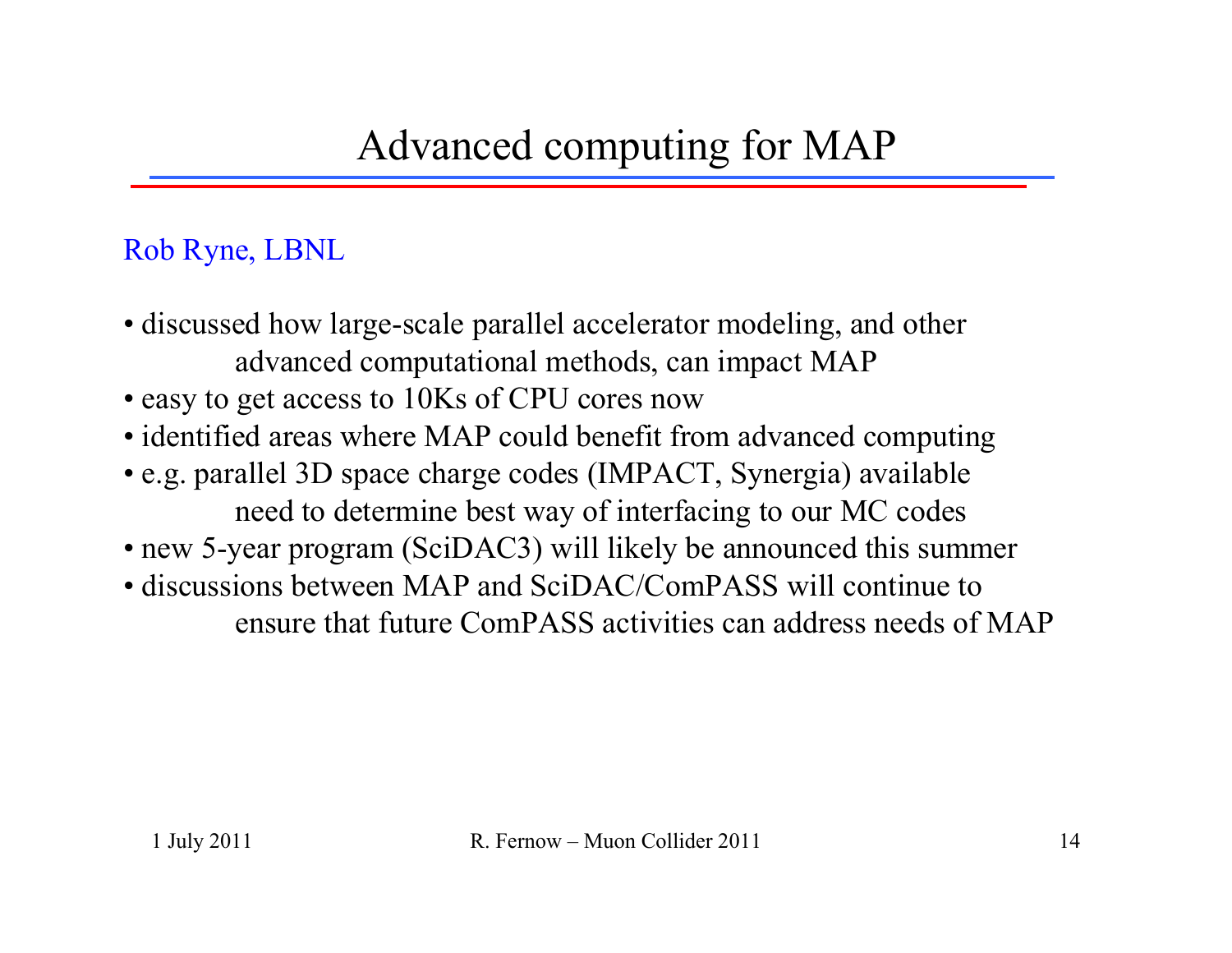# Advanced computing for MAP

Rob Ryne, LBNL

- discussed how large-scale parallel accelerator modeling, and other advanced computational methods, can impact MAP
- easy to get access to 10Ks of CPU cores now
- identified areas where MAP could benefit from advanced computing
- e.g. parallel 3D space charge codes (IMPACT, Synergia) available need to determine best way of interfacing to our MC codes
- new 5-year program (SciDAC3) will likely be announced this summer
- discussions between MAP and SciDAC/ComPASS will continue to ensure that future ComPASS activities can address needs of MAP